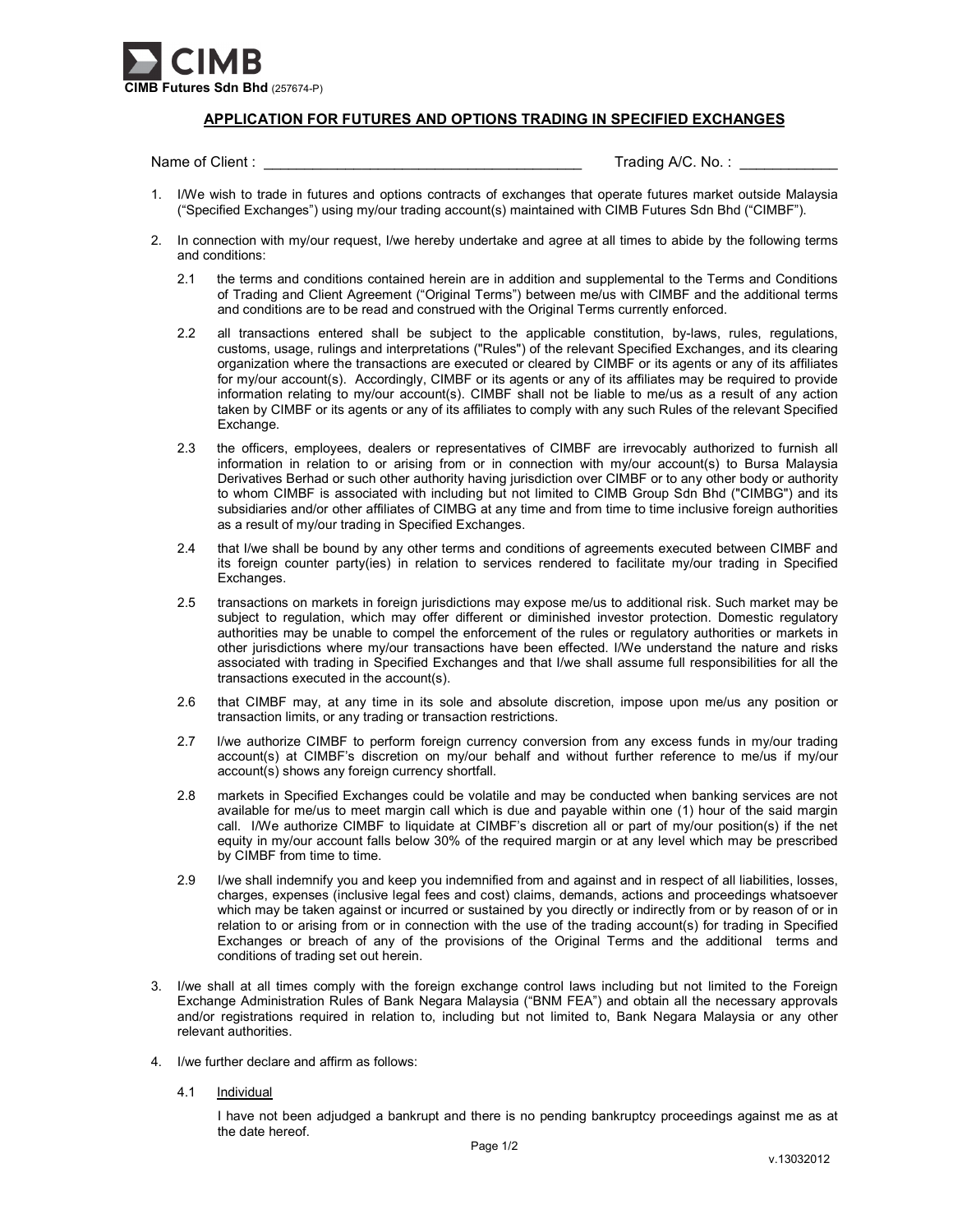**CIMB Futures Sdn Bhd** (257674-P)

## APPLICATION FOR FUTURES AND OPTIONS TRADING IN SPECIFIED EXCHANGES

Name of Client : \_\_\_\_\_\_\_\_\_\_\_\_\_\_\_\_\_\_\_\_\_\_\_\_\_\_\_\_\_\_\_\_\_\_\_\_\_\_ Trading A/C. No. : \_\_\_\_\_\_\_\_\_\_\_\_

1. I/We wish to trade in futures and options contracts of exchanges that operate futures market outside Malaysia ("Specified Exchanges") using my/our trading account(s) maintained with CIMB Futures Sdn Bhd ("CIMBF").

2. In connection with my/our request, I/we hereby undertake and agree at all times to abide by the following terms and conditions:

   2.1 the terms and conditions contained herein are in addition and supplemental to the Terms and Conditions of Trading and Client Agreement ("Original Terms") between me/us with CIMBF and the additional terms and conditions are to be read and construed with the Original Terms currently enforced.

   2.2 all transactions entered shall be subject to the applicable constitution, by-laws, rules, regulations, customs, usage, rulings and interpretations ("Rules") of the relevant Specified Exchanges, and its clearing organization where the transactions are executed or cleared by CIMBF or its agents or any of its affiliates for my/our account(s). Accordingly, CIMBF or its agents or any of its affiliates may be required to provide information relating to my/our account(s). CIMBF shall not be liable to me/us as a result of any action taken by CIMBF or its agents or any of its affiliates to comply with any such Rules of the relevant Specified Exchange.

   2.3 the officers, employees, dealers or representatives of CIMBF are irrevocably authorized to furnish all information in relation to or arising from or in connection with my/our account(s) to Bursa Malaysia Derivatives Berhad or such other authority having jurisdiction over CIMBF or to any other body or authority to whom CIMBF is associated with including but not limited to CIMB Group Sdn Bhd ("CIMBG") and its subsidiaries and/or other affiliates of CIMBG at any time and from time to time inclusive foreign authorities as a result of my/our trading in Specified Exchanges.

   2.4 that I/we shall be bound by any other terms and conditions of agreements executed between CIMBF and its foreign counter party(ies) in relation to services rendered to facilitate my/our trading in Specified Exchanges.

   2.5 transactions on markets in foreign jurisdictions may expose me/us to additional risk. Such market may be subject to regulation, which may offer different or diminished investor protection. Domestic regulatory authorities may be unable to compel the enforcement of the rules or regulatory authorities or markets in other jurisdictions where my/our transactions have been effected. I/We understand the nature and risks associated with trading in Specified Exchanges and that I/we shall assume full responsibilities for all the transactions executed in the account(s).

   2.6 that CIMBF may, at any time in its sole and absolute discretion, impose upon me/us any position or transaction limits, or any trading or transaction restrictions.

   2.7 I/we authorize CIMBF to perform foreign currency conversion from any excess funds in my/our trading account(s) at CIMBF's discretion on my/our behalf and without further reference to me/us if my/our account(s) shows any foreign currency shortfall.

   2.8 markets in Specified Exchanges could be volatile and may be conducted when banking services are not available for me/us to meet margin call which is due and payable within one (1) hour of the said margin call. I/We authorize CIMBF to liquidate at CIMBF's discretion all or part of my/our position(s) if the net equity in my/our account falls below 30% of the required margin or at any level which may be prescribed by CIMBF from time to time.

   2.9 I/we shall indemnify you and keep you indemnified from and against and in respect of all liabilities, losses, charges, expenses (inclusive legal fees and cost) claims, demands, actions and proceedings whatsoever which may be taken against or incurred or sustained by you directly or indirectly from or by reason of or in relation to or arising from or in connection with the use of the trading account(s) for trading in Specified Exchanges or breach of any of the provisions of the Original Terms and the additional terms and conditions of trading set out herein.

3. I/we shall at all times comply with the foreign exchange control laws including but not limited to the Foreign Exchange Administration Rules of Bank Negara Malaysia ("BNM FEA") and obtain all the necessary approvals and/or registrations required in relation to, including but not limited to, Bank Negara Malaysia or any other relevant authorities.

4. I/we further declare and affirm as follows:

   4.1 <u>Individual</u>

   I have not been adjudged a bankrupt and there is no pending bankruptcy proceedings against me as at the date hereof.

v.13032012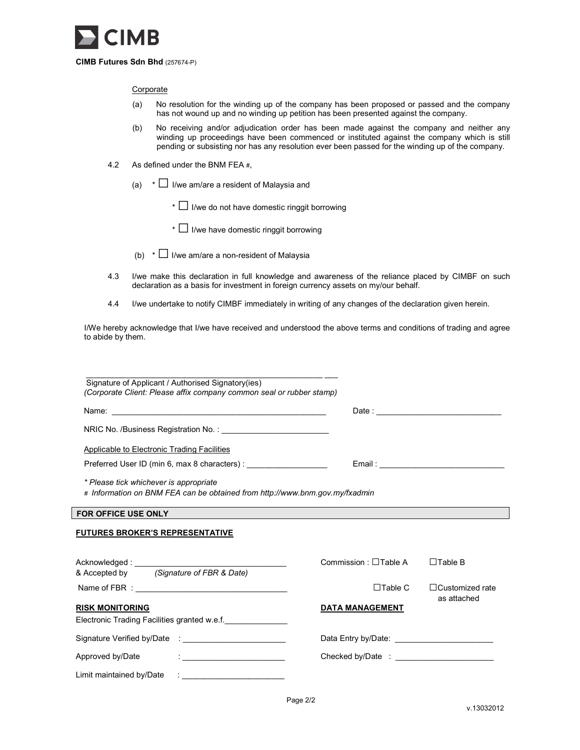CIMB

**CIMB Futures Sdn Bhd** (257674-P)

Corporate

(a) No resolution for the winding up of the company has been proposed or passed and the company has not wound up and no winding up petition has been presented against the company.

(b) No receiving and/or adjudication order has been made against the company and neither any winding up proceedings have been commenced or instituted against the company which is still pending or subsisting nor has any resolution ever been passed for the winding up of the company.

4.2 As defined under the BNM FEA #,

(a) * ☐ I/we am/are a resident of Malaysia and

* ☐ I/we do not have domestic ringgit borrowing

* ☐ I/we have domestic ringgit borrowing

(b) * ☐ I/we am/are a non-resident of Malaysia

4.3 I/we make this declaration in full knowledge and awareness of the reliance placed by CIMBF on such declaration as a basis for investment in foreign currency assets on my/our behalf.

4.4 I/we undertake to notify CIMBF immediately in writing of any changes of the declaration given herein.

I/We hereby acknowledge that I/we have received and understood the above terms and conditions of trading and agree to abide by them.

\_\_\_\_\_\_\_\_\_\_\_\_\_\_\_\_\_\_\_\_\_\_\_\_\_\_\_\_\_\_\_\_\_\_\_\_\_\_\_\_\_\_\_\_\_\_\_\_\_\_\_\_

Signature of Applicant / Authorised Signatory(ies)
*(Corporate Client: Please affix company common seal or rubber stamp)*

Name: \_\_\_\_\_\_\_\_\_\_\_\_\_\_\_\_\_\_\_\_\_\_\_\_\_\_\_\_\_\_\_\_\_\_\_\_\_\_\_\_ Date : \_\_\_\_\_\_\_\_\_\_\_\_\_\_\_\_\_\_\_\_\_\_\_\_\_\_

NRIC No. /Business Registration No. : \_\_\_\_\_\_\_\_\_\_\_\_\_\_\_\_\_\_\_\_\_\_\_\_

Applicable to Electronic Trading Facilities

Preferred User ID (min 6, max 8 characters) : \_\_\_\_\_\_\_\_\_\_\_\_\_\_\_\_\_\_ Email : \_\_\_\_\_\_\_\_\_\_\_\_\_\_\_\_\_\_\_\_\_\_\_\_\_\_

*\* Please tick whichever is appropriate*

*# Information on BNM FEA can be obtained from http://www.bnm.gov.my/fxadmin*

**FOR OFFICE USE ONLY**

**FUTURES BROKER'S REPRESENTATIVE**

Acknowledged : \_\_\_\_\_\_\_\_\_\_\_\_\_\_\_\_\_\_\_\_\_\_\_\_\_\_\_\_\_\_\_\_
& Accepted by *(Signature of FBR & Date)*

Name of FBR : \_\_\_\_\_\_\_\_\_\_\_\_\_\_\_\_\_\_\_\_\_\_\_\_\_\_\_\_\_\_\_\_

Commission : ☐Table A ☐Table B ☐Table C ☐Customized rate as attached

**RISK MONITORING**

Electronic Trading Facilities granted w.e.f.\_\_\_\_\_\_\_\_\_\_\_\_\_\_

Signature Verified by/Date : \_\_\_\_\_\_\_\_\_\_\_\_\_\_\_\_\_\_\_\_\_\_\_

Approved by/Date : \_\_\_\_\_\_\_\_\_\_\_\_\_\_\_\_\_\_\_\_\_\_\_

Limit maintained by/Date : \_\_\_\_\_\_\_\_\_\_\_\_\_\_\_\_\_\_\_\_\_\_\_

**DATA MANAGEMENT**

Data Entry by/Date: \_\_\_\_\_\_\_\_\_\_\_\_\_\_\_\_\_\_\_\_\_\_

Checked by/Date : \_\_\_\_\_\_\_\_\_\_\_\_\_\_\_\_\_\_\_\_\_\_

v.13032012